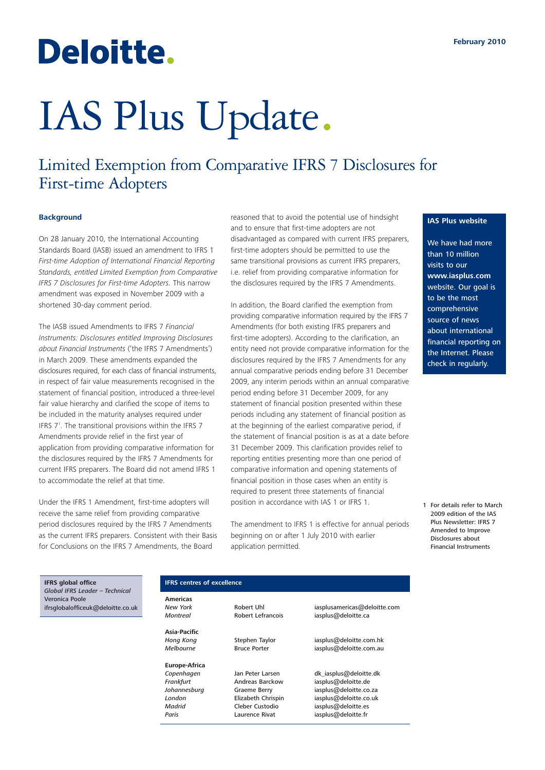# Deloitte.

February 2010

# IAS Plus Update.

## Limited Exemption from Comparative IFRS 7 Disclosures for First-time Adopters

### Background

On 28 January 2010, the International Accounting Standards Board (IASB) issued an amendment to IFRS 1 *First-time Adoption of International Financial Reporting Standards, entitled Limited Exemption from Comparative IFRS 7 Disclosures for First-time Adopters.* This narrow amendment was exposed in November 2009 with a shortened 30-day comment period.

The IASB issued Amendments to IFRS 7 *Financial Instruments: Disclosures entitled Improving Disclosures about Financial Instruments* ('the IFRS 7 Amendments') in March 2009. These amendments expanded the disclosures required, for each class of financial instruments, in respect of fair value measurements recognised in the statement of financial position, introduced a three-level fair value hierarchy and clarified the scope of items to be included in the maturity analyses required under IFRS 7[1]. The transitional provisions within the IFRS 7 Amendments provide relief in the first year of application from providing comparative information for the disclosures required by the IFRS 7 Amendments for current IFRS preparers. The Board did not amend IFRS 1 to accommodate the relief at that time.

Under the IFRS 1 Amendment, first-time adopters will receive the same relief from providing comparative period disclosures required by the IFRS 7 Amendments as the current IFRS preparers. Consistent with their Basis for Conclusions on the IFRS 7 Amendments, the Board reasoned that to avoid the potential use of hindsight and to ensure that first-time adopters are not disadvantaged as compared with current IFRS preparers, first-time adopters should be permitted to use the same transitional provisions as current IFRS preparers, i.e. relief from providing comparative information for the disclosures required by the IFRS 7 Amendments.

In addition, the Board clarified the exemption from providing comparative information required by the IFRS 7 Amendments (for both existing IFRS preparers and first-time adopters). According to the clarification, an entity need not provide comparative information for the disclosures required by the IFRS 7 Amendments for any annual comparative periods ending before 31 December 2009, any interim periods within an annual comparative period ending before 31 December 2009, for any statement of financial position presented within these periods including any statement of financial position as at the beginning of the earliest comparative period, if the statement of financial position is as at a date before 31 December 2009. This clarification provides relief to reporting entities presenting more than one period of comparative information and opening statements of financial position in those cases when an entity is required to present three statements of financial position in accordance with IAS 1 or IFRS 1.

The amendment to IFRS 1 is effective for annual periods beginning on or after 1 July 2010 with earlier application permitted.

**IAS Plus website**

We have had more than 10 million visits to our **www.iasplus.com** website. Our goal is to be the most comprehensive source of news about international financial reporting on the Internet. Please check in regularly.

1 For details refer to March 2009 edition of the IAS Plus Newsletter: IFRS 7 Amended to Improve Disclosures about Financial Instruments

**IFRS global office**
*Global IFRS Leader – Technical*
Veronica Poole
ifrsglobalofficeuk@deloitte.co.uk

**IFRS centres of excellence**

| | | |
|---|---|---|
| **Americas** | | |
| *New York* | Robert Uhl | iasplusamericas@deloitte.com |
| *Montreal* | Robert Lefrancois | iasplus@deloitte.ca |
| **Asia-Pacific** | | |
| *Hong Kong* | Stephen Taylor | iasplus@deloitte.com.hk |
| *Melbourne* | Bruce Porter | iasplus@deloitte.com.au |
| **Europe-Africa** | | |
| *Copenhagen* | Jan Peter Larsen | dk_iasplus@deloitte.dk |
| *Frankfurt* | Andreas Barckow | iasplus@deloitte.de |
| *Johannesburg* | Graeme Berry | iasplus@deloitte.co.za |
| *London* | Elizabeth Chrispin | iasplus@deloitte.co.uk |
| *Madrid* | Cleber Custodio | iasplus@deloitte.es |
| *Paris* | Laurence Rivat | iasplus@deloitte.fr |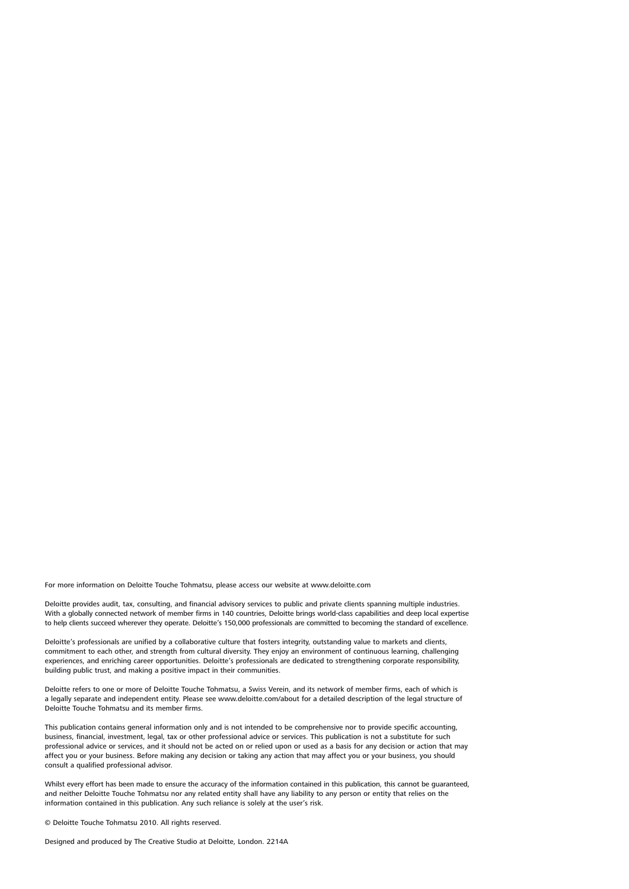For more information on Deloitte Touche Tohmatsu, please access our website at www.deloitte.com

Deloitte provides audit, tax, consulting, and financial advisory services to public and private clients spanning multiple industries. With a globally connected network of member firms in 140 countries, Deloitte brings world-class capabilities and deep local expertise to help clients succeed wherever they operate. Deloitte's 150,000 professionals are committed to becoming the standard of excellence.

Deloitte's professionals are unified by a collaborative culture that fosters integrity, outstanding value to markets and clients, commitment to each other, and strength from cultural diversity. They enjoy an environment of continuous learning, challenging experiences, and enriching career opportunities. Deloitte's professionals are dedicated to strengthening corporate responsibility, building public trust, and making a positive impact in their communities.

Deloitte refers to one or more of Deloitte Touche Tohmatsu, a Swiss Verein, and its network of member firms, each of which is a legally separate and independent entity. Please see www.deloitte.com/about for a detailed description of the legal structure of Deloitte Touche Tohmatsu and its member firms.

This publication contains general information only and is not intended to be comprehensive nor to provide specific accounting, business, financial, investment, legal, tax or other professional advice or services. This publication is not a substitute for such professional advice or services, and it should not be acted on or relied upon or used as a basis for any decision or action that may affect you or your business. Before making any decision or taking any action that may affect you or your business, you should consult a qualified professional advisor.

Whilst every effort has been made to ensure the accuracy of the information contained in this publication, this cannot be guaranteed, and neither Deloitte Touche Tohmatsu nor any related entity shall have any liability to any person or entity that relies on the information contained in this publication. Any such reliance is solely at the user's risk.

© Deloitte Touche Tohmatsu 2010. All rights reserved.

Designed and produced by The Creative Studio at Deloitte, London. 2214A